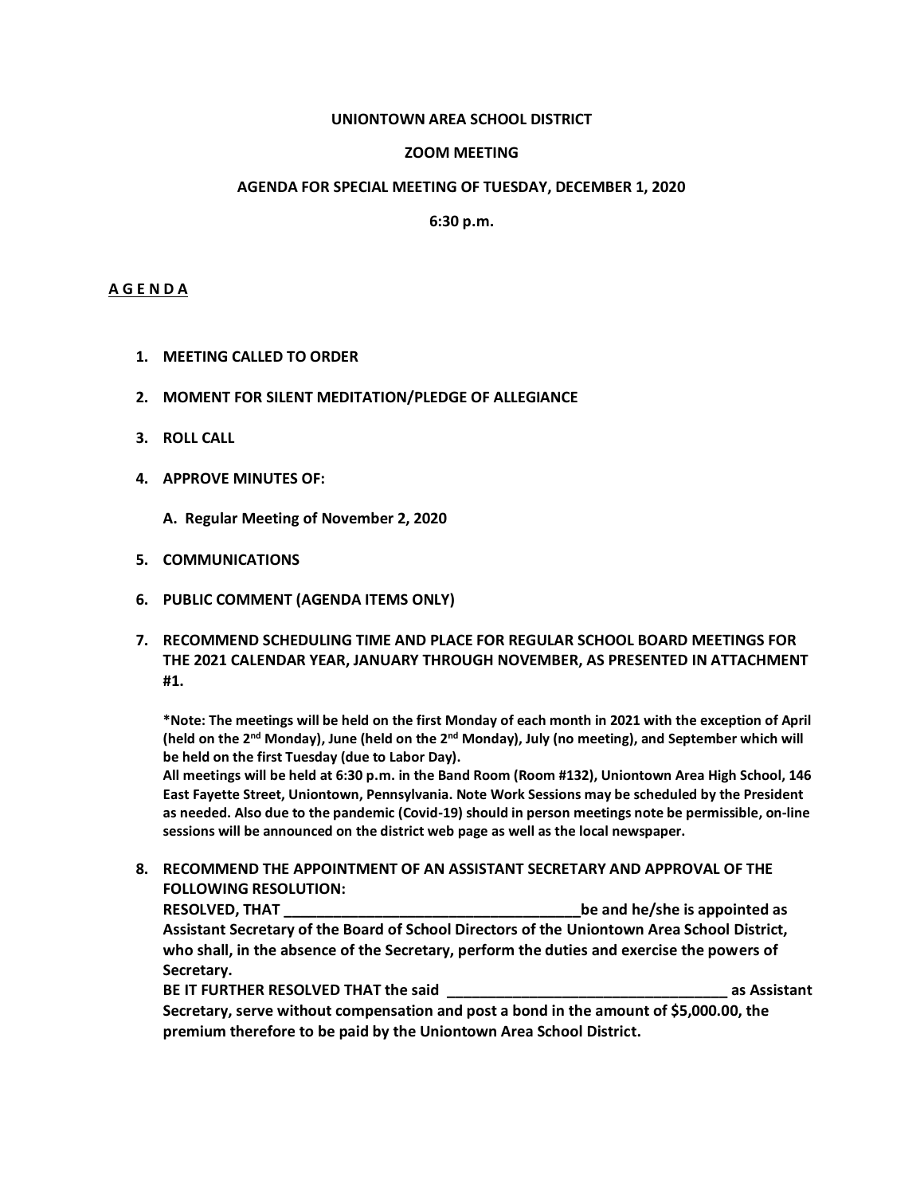**UNIONTOWN AREA SCHOOL DISTRICT**

**ZOOM MEETING**

**AGENDA FOR SPECIAL MEETING OF TUESDAY, DECEMBER 1, 2020**

**6:30 p.m.**

## A G E N D A

1. **MEETING CALLED TO ORDER**

2. **MOMENT FOR SILENT MEDITATION/PLEDGE OF ALLEGIANCE**

3. **ROLL CALL**

4. **APPROVE MINUTES OF:**

   A. **Regular Meeting of November 2, 2020**

5. **COMMUNICATIONS**

6. **PUBLIC COMMENT (AGENDA ITEMS ONLY)**

7. **RECOMMEND SCHEDULING TIME AND PLACE FOR REGULAR SCHOOL BOARD MEETINGS FOR THE 2021 CALENDAR YEAR, JANUARY THROUGH NOVEMBER, AS PRESENTED IN ATTACHMENT #1.**

   ***Note: The meetings will be held on the first Monday of each month in 2021 with the exception of April (held on the 2nd Monday), June (held on the 2nd Monday), July (no meeting), and September which will be held on the first Tuesday (due to Labor Day).**
   **All meetings will be held at 6:30 p.m. in the Band Room (Room #132), Uniontown Area High School, 146 East Fayette Street, Uniontown, Pennsylvania. Note Work Sessions may be scheduled by the President as needed. Also due to the pandemic (Covid-19) should in person meetings note be permissible, on-line sessions will be announced on the district web page as well as the local newspaper.**

8. **RECOMMEND THE APPOINTMENT OF AN ASSISTANT SECRETARY AND APPROVAL OF THE FOLLOWING RESOLUTION:**
   **RESOLVED, THAT ____________________________________be and he/she is appointed as Assistant Secretary of the Board of School Directors of the Uniontown Area School District, who shall, in the absence of the Secretary, perform the duties and exercise the powers of Secretary.**
   **BE IT FURTHER RESOLVED THAT the said __________________________________ as Assistant Secretary, serve without compensation and post a bond in the amount of $5,000.00, the premium therefore to be paid by the Uniontown Area School District.**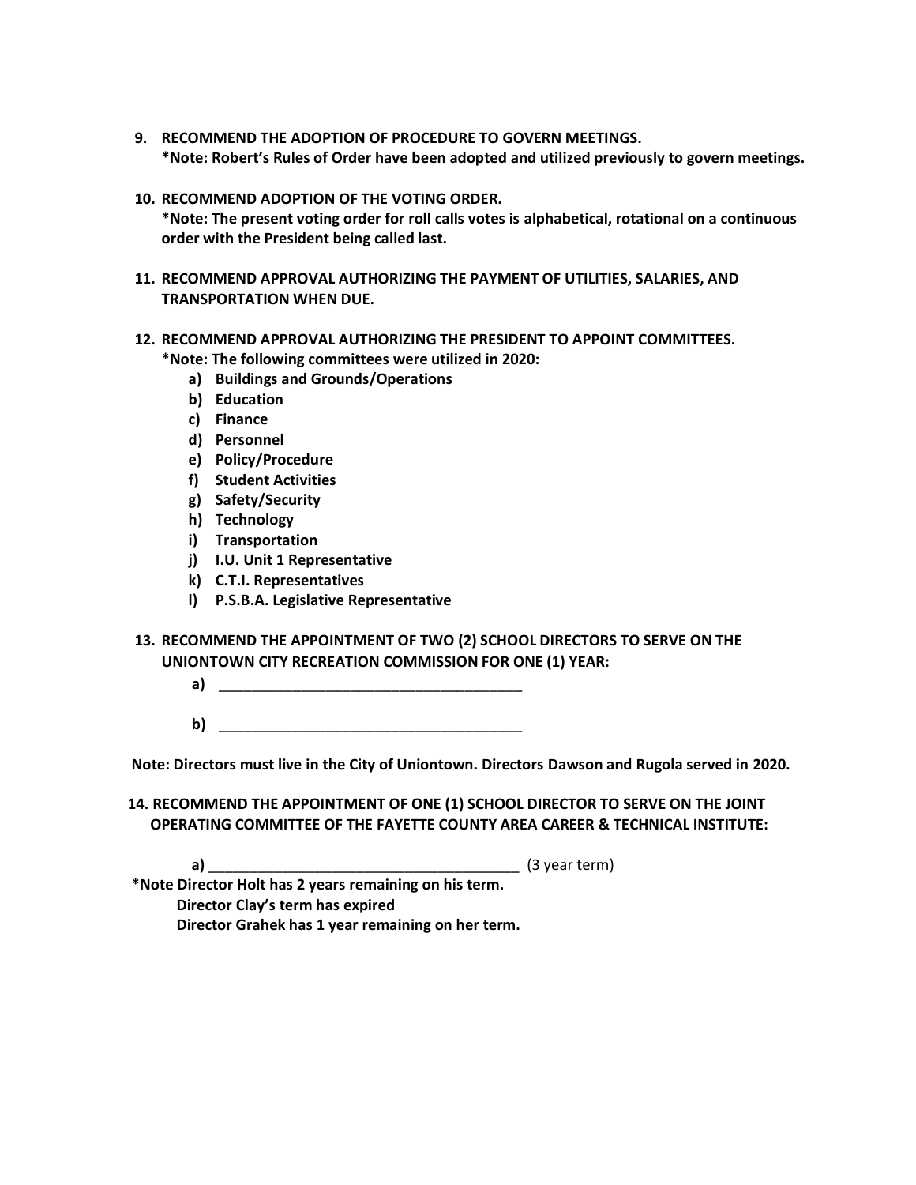9. **RECOMMEND THE ADOPTION OF PROCEDURE TO GOVERN MEETINGS.**
   **\*Note: Robert's Rules of Order have been adopted and utilized previously to govern meetings.**

10. **RECOMMEND ADOPTION OF THE VOTING ORDER.**
    **\*Note: The present voting order for roll calls votes is alphabetical, rotational on a continuous order with the President being called last.**

11. **RECOMMEND APPROVAL AUTHORIZING THE PAYMENT OF UTILITIES, SALARIES, AND TRANSPORTATION WHEN DUE.**

12. **RECOMMEND APPROVAL AUTHORIZING THE PRESIDENT TO APPOINT COMMITTEES.**
    **\*Note: The following committees were utilized in 2020:**
    - **a) Buildings and Grounds/Operations**
    - **b) Education**
    - **c) Finance**
    - **d) Personnel**
    - **e) Policy/Procedure**
    - **f) Student Activities**
    - **g) Safety/Security**
    - **h) Technology**
    - **i) Transportation**
    - **j) I.U. Unit 1 Representative**
    - **k) C.T.I. Representatives**
    - **l) P.S.B.A. Legislative Representative**

13. **RECOMMEND THE APPOINTMENT OF TWO (2) SCHOOL DIRECTORS TO SERVE ON THE UNIONTOWN CITY RECREATION COMMISSION FOR ONE (1) YEAR:**
    - **a)** ______________________________________
    - **b)** ______________________________________

**Note: Directors must live in the City of Uniontown. Directors Dawson and Rugola served in 2020.**

14. **RECOMMEND THE APPOINTMENT OF ONE (1) SCHOOL DIRECTOR TO SERVE ON THE JOINT OPERATING COMMITTEE OF THE FAYETTE COUNTY AREA CAREER & TECHNICAL INSTITUTE:**
    - **a)** ______________________________________ (3 year term)

**\*Note Director Holt has 2 years remaining on his term.**
**Director Clay's term has expired**
**Director Grahek has 1 year remaining on her term.**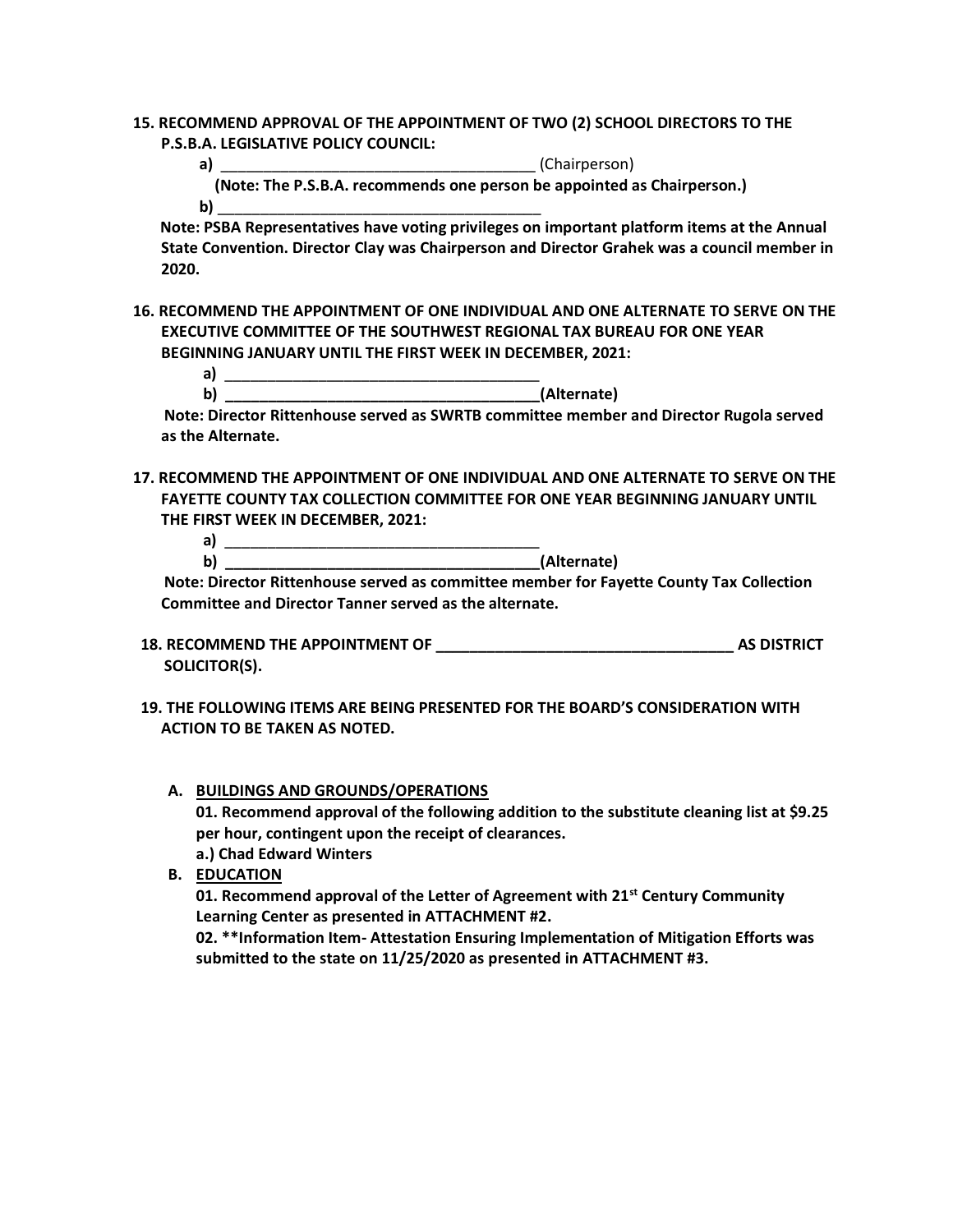**15. RECOMMEND APPROVAL OF THE APPOINTMENT OF TWO (2) SCHOOL DIRECTORS TO THE P.S.B.A. LEGISLATIVE POLICY COUNCIL:**

**a)** _____________________________________ (Chairperson)

**(Note: The P.S.B.A. recommends one person be appointed as Chairperson.)**

**b)** _____________________________________

**Note: PSBA Representatives have voting privileges on important platform items at the Annual State Convention. Director Clay was Chairperson and Director Grahek was a council member in 2020.**

**16. RECOMMEND THE APPOINTMENT OF ONE INDIVIDUAL AND ONE ALTERNATE TO SERVE ON THE EXECUTIVE COMMITTEE OF THE SOUTHWEST REGIONAL TAX BUREAU FOR ONE YEAR BEGINNING JANUARY UNTIL THE FIRST WEEK IN DECEMBER, 2021:**

**a)** _____________________________________

**b)** _____________________________________**(Alternate)**

**Note: Director Rittenhouse served as SWRTB committee member and Director Rugola served as the Alternate.**

**17. RECOMMEND THE APPOINTMENT OF ONE INDIVIDUAL AND ONE ALTERNATE TO SERVE ON THE FAYETTE COUNTY TAX COLLECTION COMMITTEE FOR ONE YEAR BEGINNING JANUARY UNTIL THE FIRST WEEK IN DECEMBER, 2021:**

**a)** _____________________________________

**b)** _____________________________________**(Alternate)**

**Note: Director Rittenhouse served as committee member for Fayette County Tax Collection Committee and Director Tanner served as the alternate.**

**18. RECOMMEND THE APPOINTMENT OF ___________________________________ AS DISTRICT SOLICITOR(S).**

**19. THE FOLLOWING ITEMS ARE BEING PRESENTED FOR THE BOARD'S CONSIDERATION WITH ACTION TO BE TAKEN AS NOTED.**

**A. BUILDINGS AND GROUNDS/OPERATIONS**

**01. Recommend approval of the following addition to the substitute cleaning list at $9.25 per hour, contingent upon the receipt of clearances.**

**a.) Chad Edward Winters**

**B. EDUCATION**

**01. Recommend approval of the Letter of Agreement with 21st Century Community Learning Center as presented in ATTACHMENT #2.**

**02. **Information Item- Attestation Ensuring Implementation of Mitigation Efforts was submitted to the state on 11/25/2020 as presented in ATTACHMENT #3.**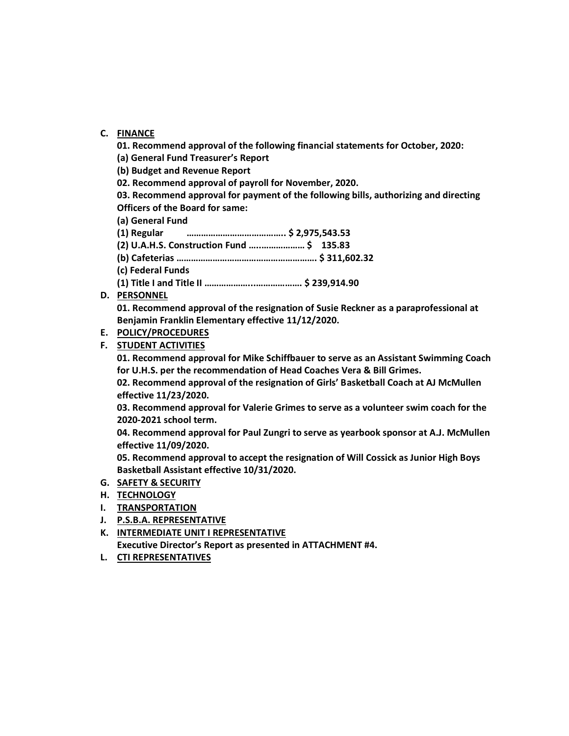C. **FINANCE**

**01. Recommend approval of the following financial statements for October, 2020:**

**(a) General Fund Treasurer's Report**

**(b) Budget and Revenue Report**

**02. Recommend approval of payroll for November, 2020.**

**03. Recommend approval for payment of the following bills, authorizing and directing Officers of the Board for same:**

**(a) General Fund**

**(1) Regular ………………………………….. $ 2,975,543.53**

**(2) U.A.H.S. Construction Fund ….……………… $ 135.83**

**(b) Cafeterias ………………………………………………. $ 311,602.32**

**(c) Federal Funds**

**(1) Title I and Title II ………………..………………. $ 239,914.90**

D. **PERSONNEL**

**01. Recommend approval of the resignation of Susie Reckner as a paraprofessional at Benjamin Franklin Elementary effective 11/12/2020.**

E. **POLICY/PROCEDURES**

F. **STUDENT ACTIVITIES**

**01. Recommend approval for Mike Schiffbauer to serve as an Assistant Swimming Coach for U.H.S. per the recommendation of Head Coaches Vera & Bill Grimes.**

**02. Recommend approval of the resignation of Girls' Basketball Coach at AJ McMullen effective 11/23/2020.**

**03. Recommend approval for Valerie Grimes to serve as a volunteer swim coach for the 2020-2021 school term.**

**04. Recommend approval for Paul Zungri to serve as yearbook sponsor at A.J. McMullen effective 11/09/2020.**

**05. Recommend approval to accept the resignation of Will Cossick as Junior High Boys Basketball Assistant effective 10/31/2020.**

G. **SAFETY & SECURITY**

H. **TECHNOLOGY**

I. **TRANSPORTATION**

J. **P.S.B.A. REPRESENTATIVE**

K. **INTERMEDIATE UNIT I REPRESENTATIVE**

**Executive Director's Report as presented in ATTACHMENT #4.**

L. **CTI REPRESENTATIVES**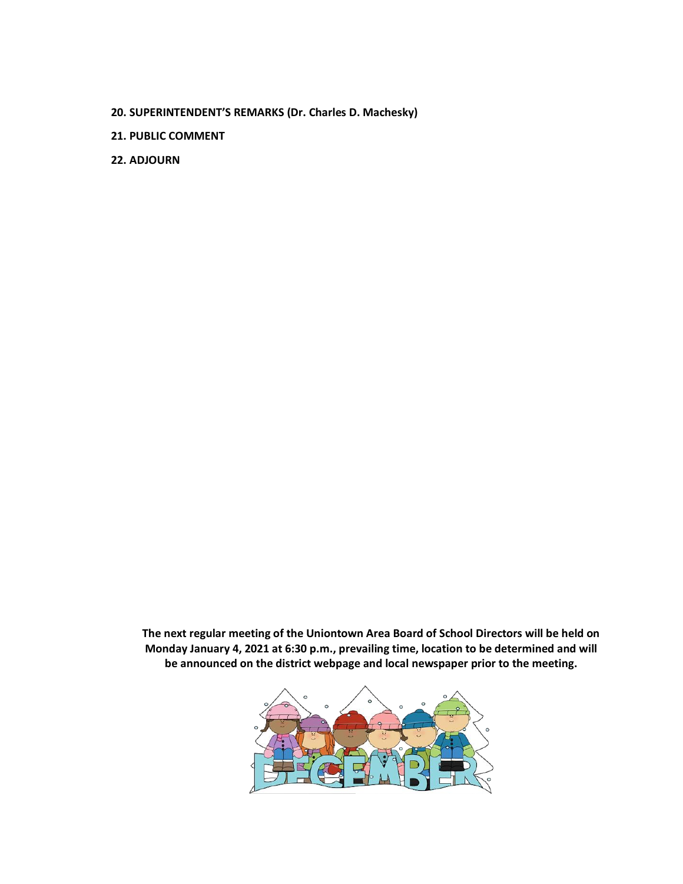**20. SUPERINTENDENT'S REMARKS (Dr. Charles D. Machesky)**

**21. PUBLIC COMMENT**

**22. ADJOURN**

**The next regular meeting of the Uniontown Area Board of School Directors will be held on Monday January 4, 2021 at 6:30 p.m., prevailing time, location to be determined and will be announced on the district webpage and local newspaper prior to the meeting.**